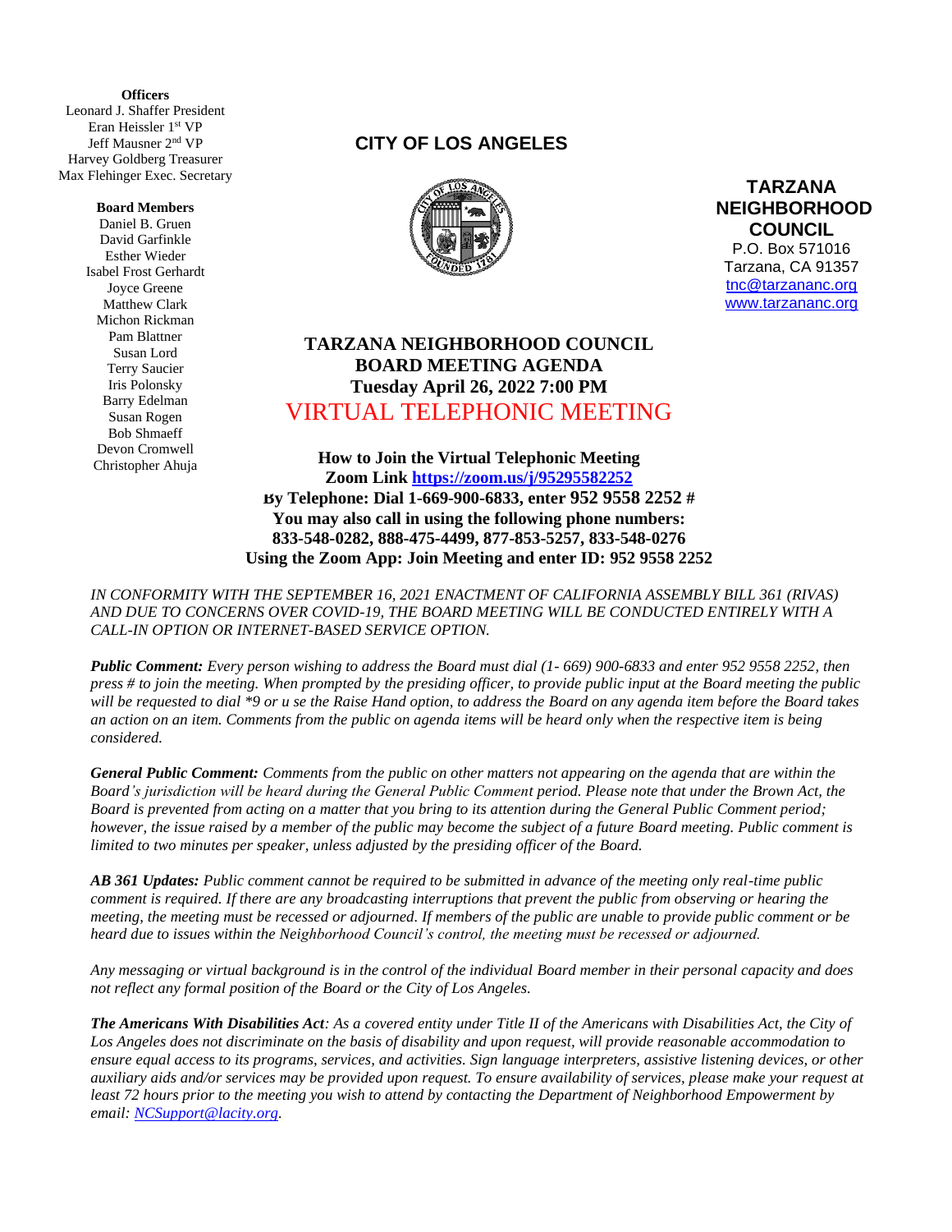**Officers**
Leonard J. Shaffer President
Eran Heissler 1st VP
Jeff Mausner 2nd VP
Harvey Goldberg Treasurer
Max Flehinger Exec. Secretary

**Board Members**
Daniel B. Gruen
David Garfinkle
Esther Wieder
Isabel Frost Gerhardt
Joyce Greene
Matthew Clark
Michon Rickman
Pam Blattner
Susan Lord
Terry Saucier
Iris Polonsky
Barry Edelman
Susan Rogen
Bob Shmaeff
Devon Cromwell
Christopher Ahuja

**CITY OF LOS ANGELES**

**TARZANA NEIGHBORHOOD COUNCIL**
P.O. Box 571016
Tarzana, CA 91357
tnc@tarzananc.org
www.tarzananc.org

# TARZANA NEIGHBORHOOD COUNCIL BOARD MEETING AGENDA

## Tuesday April 26, 2022 7:00 PM

## VIRTUAL TELEPHONIC MEETING

**How to Join the Virtual Telephonic Meeting**
**Zoom Link https://zoom.us/j/95295582252**
**By Telephone: Dial 1-669-900-6833, enter 952 9558 2252 #**
**You may also call in using the following phone numbers:**
**833-548-0282, 888-475-4499, 877-853-5257, 833-548-0276**
**Using the Zoom App: Join Meeting and enter ID: 952 9558 2252**

*IN CONFORMITY WITH THE SEPTEMBER 16, 2021 ENACTMENT OF CALIFORNIA ASSEMBLY BILL 361 (RIVAS) AND DUE TO CONCERNS OVER COVID-19, THE BOARD MEETING WILL BE CONDUCTED ENTIRELY WITH A CALL-IN OPTION OR INTERNET-BASED SERVICE OPTION.*

***Public Comment:*** *Every person wishing to address the Board must dial (1- 669) 900-6833 and enter 952 9558 2252, then press # to join the meeting. When prompted by the presiding officer, to provide public input at the Board meeting the public will be requested to dial *9 or u se the Raise Hand option, to address the Board on any agenda item before the Board takes an action on an item. Comments from the public on agenda items will be heard only when the respective item is being considered.*

***General Public Comment:*** *Comments from the public on other matters not appearing on the agenda that are within the Board's jurisdiction will be heard during the General Public Comment period. Please note that under the Brown Act, the Board is prevented from acting on a matter that you bring to its attention during the General Public Comment period; however, the issue raised by a member of the public may become the subject of a future Board meeting. Public comment is limited to two minutes per speaker, unless adjusted by the presiding officer of the Board.*

***AB 361 Updates:*** *Public comment cannot be required to be submitted in advance of the meeting only real-time public comment is required. If there are any broadcasting interruptions that prevent the public from observing or hearing the meeting, the meeting must be recessed or adjourned. If members of the public are unable to provide public comment or be heard due to issues within the Neighborhood Council's control, the meeting must be recessed or adjourned.*

*Any messaging or virtual background is in the control of the individual Board member in their personal capacity and does not reflect any formal position of the Board or the City of Los Angeles.*

***The Americans With Disabilities Act****: As a covered entity under Title II of the Americans with Disabilities Act, the City of Los Angeles does not discriminate on the basis of disability and upon request, will provide reasonable accommodation to ensure equal access to its programs, services, and activities. Sign language interpreters, assistive listening devices, or other auxiliary aids and/or services may be provided upon request. To ensure availability of services, please make your request at least 72 hours prior to the meeting you wish to attend by contacting the Department of Neighborhood Empowerment by email: NCSupport@lacity.org.*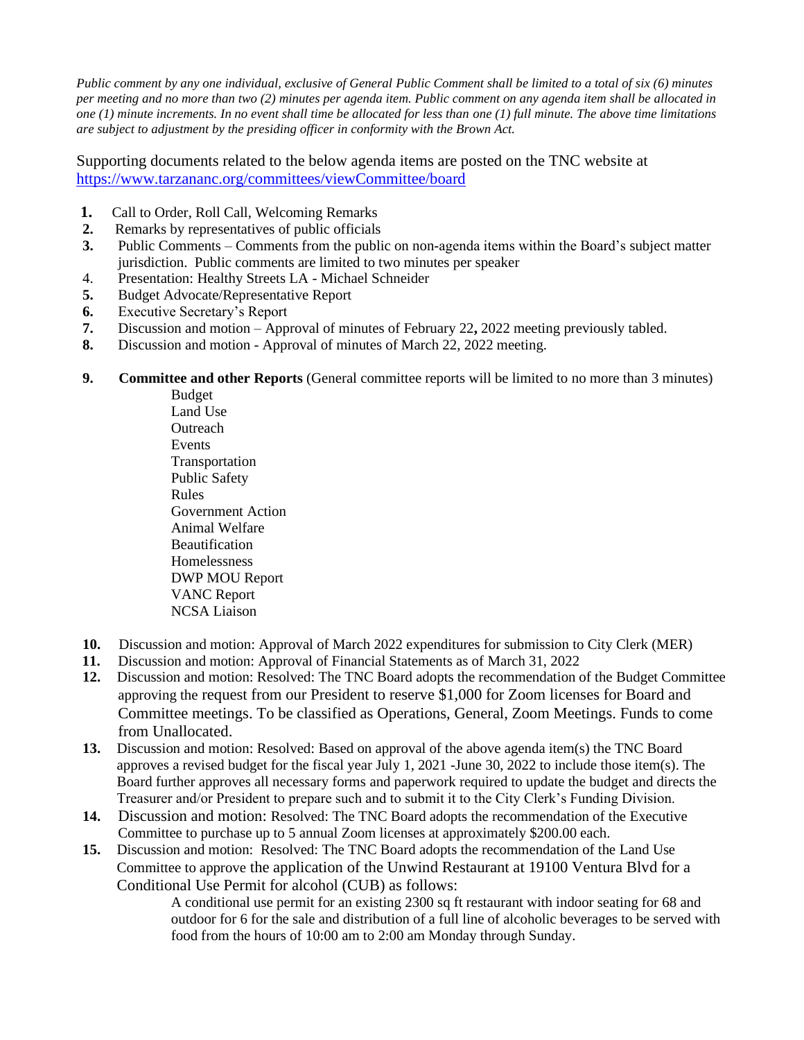*Public comment by any one individual, exclusive of General Public Comment shall be limited to a total of six (6) minutes per meeting and no more than two (2) minutes per agenda item. Public comment on any agenda item shall be allocated in one (1) minute increments. In no event shall time be allocated for less than one (1) full minute. The above time limitations are subject to adjustment by the presiding officer in conformity with the Brown Act.*

Supporting documents related to the below agenda items are posted on the TNC website at https://www.tarzananc.org/committees/viewCommittee/board

1. Call to Order, Roll Call, Welcoming Remarks
2. Remarks by representatives of public officials
3. Public Comments – Comments from the public on non-agenda items within the Board's subject matter jurisdiction. Public comments are limited to two minutes per speaker
4. Presentation: Healthy Streets LA - Michael Schneider
5. Budget Advocate/Representative Report
6. Executive Secretary's Report
7. Discussion and motion – Approval of minutes of February 22**,** 2022 meeting previously tabled.
8. Discussion and motion - Approval of minutes of March 22, 2022 meeting.
9. **Committee and other Reports** (General committee reports will be limited to no more than 3 minutes)
   - Budget
   - Land Use
   - Outreach
   - Events
   - Transportation
   - Public Safety
   - Rules
   - Government Action
   - Animal Welfare
   - Beautification
   - Homelessness
   - DWP MOU Report
   - VANC Report
   - NCSA Liaison
10. Discussion and motion: Approval of March 2022 expenditures for submission to City Clerk (MER)
11. Discussion and motion: Approval of Financial Statements as of March 31, 2022
12. Discussion and motion: Resolved: The TNC Board adopts the recommendation of the Budget Committee approving the request from our President to reserve $1,000 for Zoom licenses for Board and Committee meetings. To be classified as Operations, General, Zoom Meetings. Funds to come from Unallocated.
13. Discussion and motion: Resolved: Based on approval of the above agenda item(s) the TNC Board approves a revised budget for the fiscal year July 1, 2021 -June 30, 2022 to include those item(s). The Board further approves all necessary forms and paperwork required to update the budget and directs the Treasurer and/or President to prepare such and to submit it to the City Clerk's Funding Division.
14. Discussion and motion: Resolved: The TNC Board adopts the recommendation of the Executive Committee to purchase up to 5 annual Zoom licenses at approximately $200.00 each.
15. Discussion and motion: Resolved: The TNC Board adopts the recommendation of the Land Use Committee to approve the application of the Unwind Restaurant at 19100 Ventura Blvd for a Conditional Use Permit for alcohol (CUB) as follows:

    A conditional use permit for an existing 2300 sq ft restaurant with indoor seating for 68 and outdoor for 6 for the sale and distribution of a full line of alcoholic beverages to be served with food from the hours of 10:00 am to 2:00 am Monday through Sunday.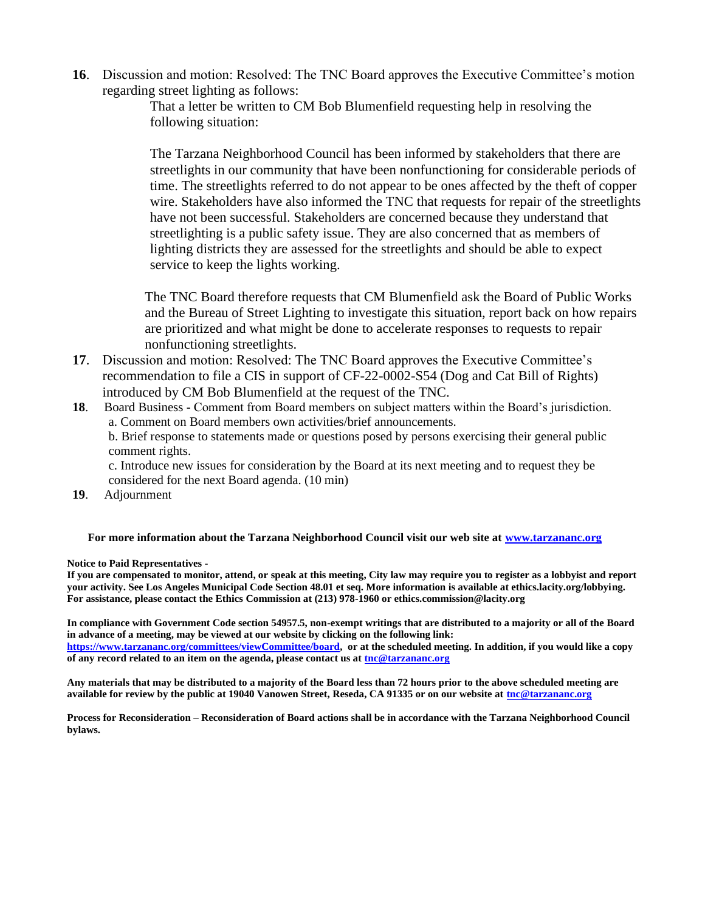**16**. Discussion and motion: Resolved: The TNC Board approves the Executive Committee's motion regarding street lighting as follows:

> That a letter be written to CM Bob Blumenfield requesting help in resolving the following situation:
>
> The Tarzana Neighborhood Council has been informed by stakeholders that there are streetlights in our community that have been nonfunctioning for considerable periods of time. The streetlights referred to do not appear to be ones affected by the theft of copper wire. Stakeholders have also informed the TNC that requests for repair of the streetlights have not been successful. Stakeholders are concerned because they understand that streetlighting is a public safety issue. They are also concerned that as members of lighting districts they are assessed for the streetlights and should be able to expect service to keep the lights working.
>
> The TNC Board therefore requests that CM Blumenfield ask the Board of Public Works and the Bureau of Street Lighting to investigate this situation, report back on how repairs are prioritized and what might be done to accelerate responses to requests to repair nonfunctioning streetlights.

**17**. Discussion and motion: Resolved: The TNC Board approves the Executive Committee's recommendation to file a CIS in support of CF-22-0002-S54 (Dog and Cat Bill of Rights) introduced by CM Bob Blumenfield at the request of the TNC.

**18**. Board Business - Comment from Board members on subject matters within the Board's jurisdiction.
  a. Comment on Board members own activities/brief announcements.
  b. Brief response to statements made or questions posed by persons exercising their general public comment rights.
  c. Introduce new issues for consideration by the Board at its next meeting and to request they be considered for the next Board agenda. (10 min)

**19**. Adjournment

**For more information about the Tarzana Neighborhood Council visit our web site at [www.tarzananc.org](http://www.tarzananc.org)**

**Notice to Paid Representatives -**
**If you are compensated to monitor, attend, or speak at this meeting, City law may require you to register as a lobbyist and report your activity. See Los Angeles Municipal Code Section 48.01 et seq. More information is available at ethics.lacity.org/lobbying. For assistance, please contact the Ethics Commission at (213) 978-1960 or ethics.commission@lacity.org**

**In compliance with Government Code section 54957.5, non-exempt writings that are distributed to a majority or all of the Board in advance of a meeting, may be viewed at our website by clicking on the following link: [https://www.tarzananc.org/committees/viewCommittee/board](https://www.tarzananc.org/committees/viewCommittee/board), or at the scheduled meeting. In addition, if you would like a copy of any record related to an item on the agenda, please contact us at [tnc@tarzananc.org](mailto:tnc@tarzananc.org)**

**Any materials that may be distributed to a majority of the Board less than 72 hours prior to the above scheduled meeting are available for review by the public at 19040 Vanowen Street, Reseda, CA 91335 or on our website at [tnc@tarzananc.org](mailto:tnc@tarzananc.org)**

**Process for Reconsideration – Reconsideration of Board actions shall be in accordance with the Tarzana Neighborhood Council bylaws.**